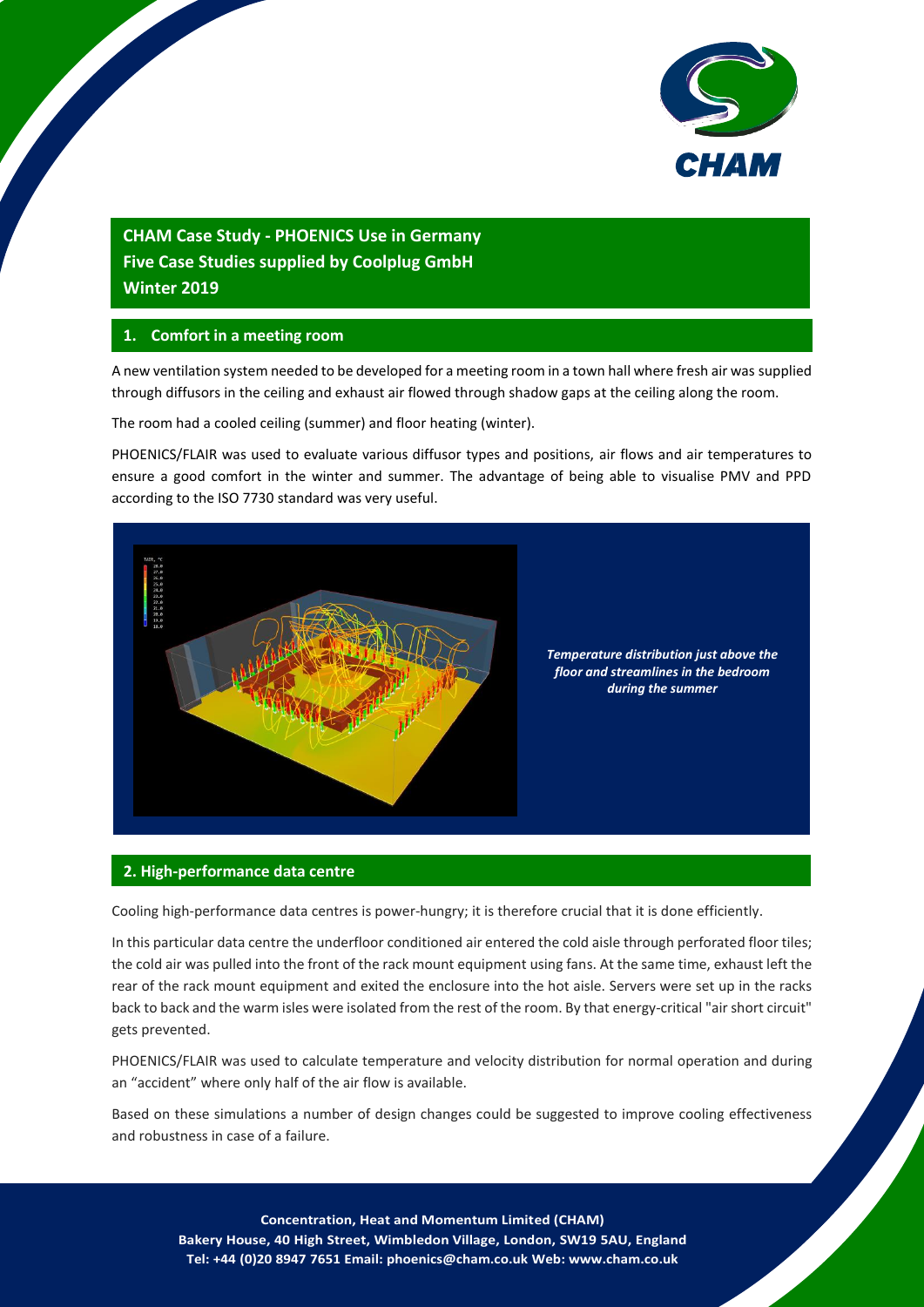**CHAM Case Study - PHOENICS Use in Germany**
**Five Case Studies supplied by Coolplug GmbH**
**Winter 2019**

## 1. Comfort in a meeting room

A new ventilation system needed to be developed for a meeting room in a town hall where fresh air was supplied through diffusors in the ceiling and exhaust air flowed through shadow gaps at the ceiling along the room.

The room had a cooled ceiling (summer) and floor heating (winter).

PHOENICS/FLAIR was used to evaluate various diffusor types and positions, air flows and air temperatures to ensure a good comfort in the winter and summer. The advantage of being able to visualise PMV and PPD according to the ISO 7730 standard was very useful.

***Temperature distribution just above the floor and streamlines in the bedroom during the summer***

## 2. High-performance data centre

Cooling high-performance data centres is power-hungry; it is therefore crucial that it is done efficiently.

In this particular data centre the underfloor conditioned air entered the cold aisle through perforated floor tiles; the cold air was pulled into the front of the rack mount equipment using fans. At the same time, exhaust left the rear of the rack mount equipment and exited the enclosure into the hot aisle. Servers were set up in the racks back to back and the warm isles were isolated from the rest of the room. By that energy-critical "air short circuit" gets prevented.

PHOENICS/FLAIR was used to calculate temperature and velocity distribution for normal operation and during an "accident" where only half of the air flow is available.

Based on these simulations a number of design changes could be suggested to improve cooling effectiveness and robustness in case of a failure.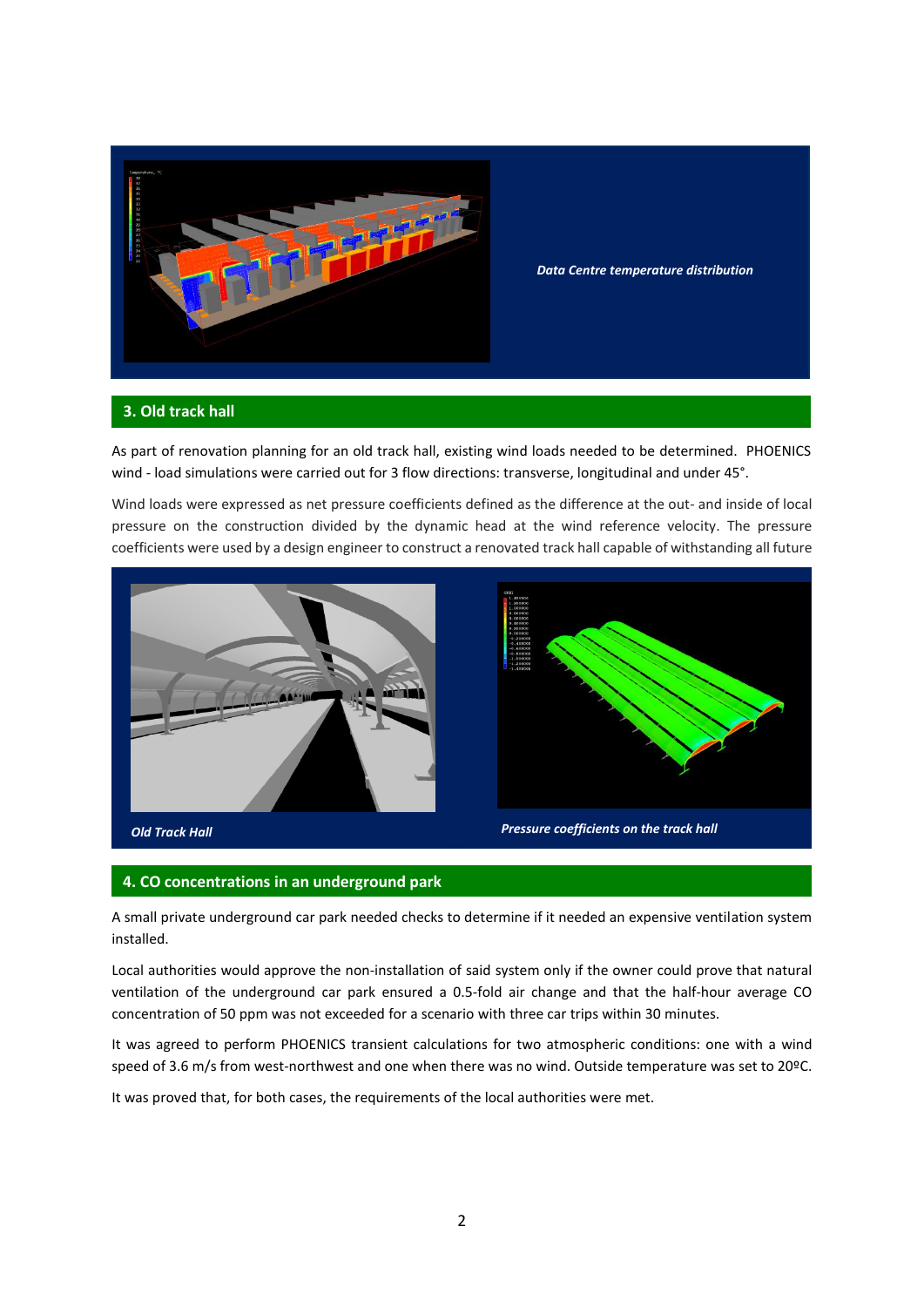*Data Centre temperature distribution*

## 3. Old track hall

As part of renovation planning for an old track hall, existing wind loads needed to be determined. PHOENICS wind - load simulations were carried out for 3 flow directions: transverse, longitudinal and under 45°.

Wind loads were expressed as net pressure coefficients defined as the difference at the out- and inside of local pressure on the construction divided by the dynamic head at the wind reference velocity. The pressure coefficients were used by a design engineer to construct a renovated track hall capable of withstanding all future

*Old Track Hall*

*Pressure coefficients on the track hall*

## 4. CO concentrations in an underground park

A small private underground car park needed checks to determine if it needed an expensive ventilation system installed.

Local authorities would approve the non-installation of said system only if the owner could prove that natural ventilation of the underground car park ensured a 0.5-fold air change and that the half-hour average CO concentration of 50 ppm was not exceeded for a scenario with three car trips within 30 minutes.

It was agreed to perform PHOENICS transient calculations for two atmospheric conditions: one with a wind speed of 3.6 m/s from west-northwest and one when there was no wind. Outside temperature was set to 20ºC.

It was proved that, for both cases, the requirements of the local authorities were met.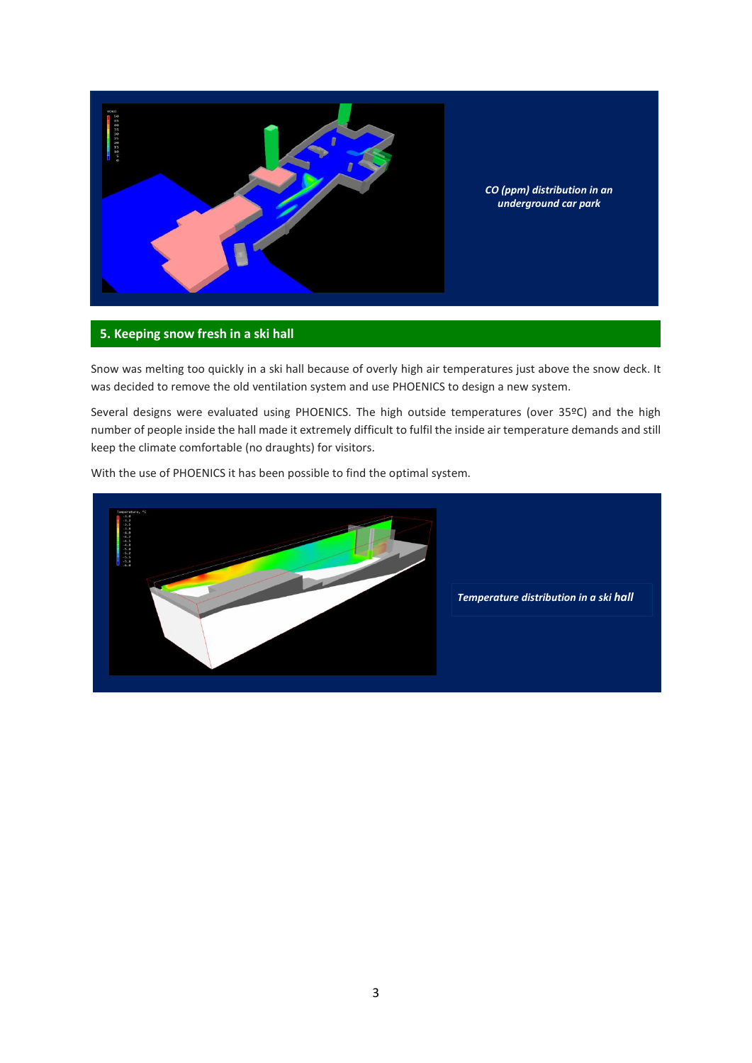*CO (ppm) distribution in an underground car park*

## 5. Keeping snow fresh in a ski hall

Snow was melting too quickly in a ski hall because of overly high air temperatures just above the snow deck. It was decided to remove the old ventilation system and use PHOENICS to design a new system.

Several designs were evaluated using PHOENICS. The high outside temperatures (over 35ºC) and the high number of people inside the hall made it extremely difficult to fulfil the inside air temperature demands and still keep the climate comfortable (no draughts) for visitors.

With the use of PHOENICS it has been possible to find the optimal system.

*Temperature distribution in a ski hall*